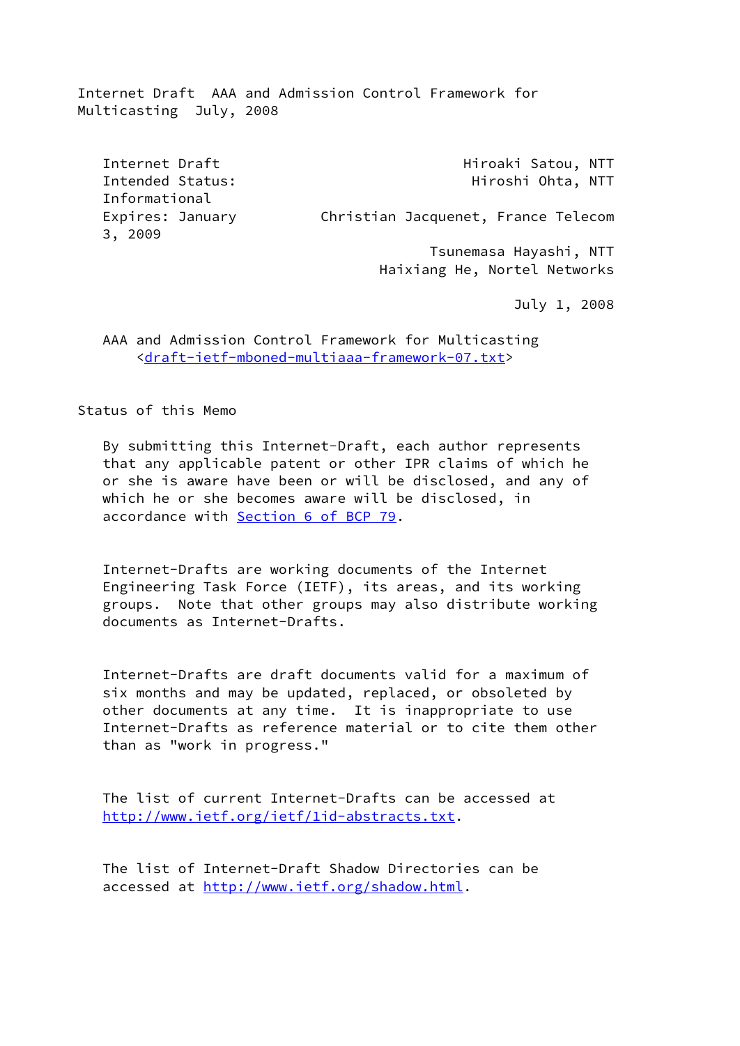Internet Draft                          Hiroaki Satou, NTT
Intended Status: Informational           Hiroshi Ohta, NTT
Expires: January 3, 2009        Christian Jacquenet, France Telecom
                                        Tsunemasa Hayashi, NTT
                                    Haixiang He, Nortel Networks

July 1, 2008

AAA and Admission Control Framework for Multicasting
<draft-ietf-mboned-multiaaa-framework-07.txt>

## Status of this Memo

By submitting this Internet-Draft, each author represents that any applicable patent or other IPR claims of which he or she is aware have been or will be disclosed, and any of which he or she becomes aware will be disclosed, in accordance with Section 6 of BCP 79.

Internet-Drafts are working documents of the Internet Engineering Task Force (IETF), its areas, and its working groups. Note that other groups may also distribute working documents as Internet-Drafts.

Internet-Drafts are draft documents valid for a maximum of six months and may be updated, replaced, or obsoleted by other documents at any time. It is inappropriate to use Internet-Drafts as reference material or to cite them other than as "work in progress."

The list of current Internet-Drafts can be accessed at http://www.ietf.org/ietf/1id-abstracts.txt.

The list of Internet-Draft Shadow Directories can be accessed at http://www.ietf.org/shadow.html.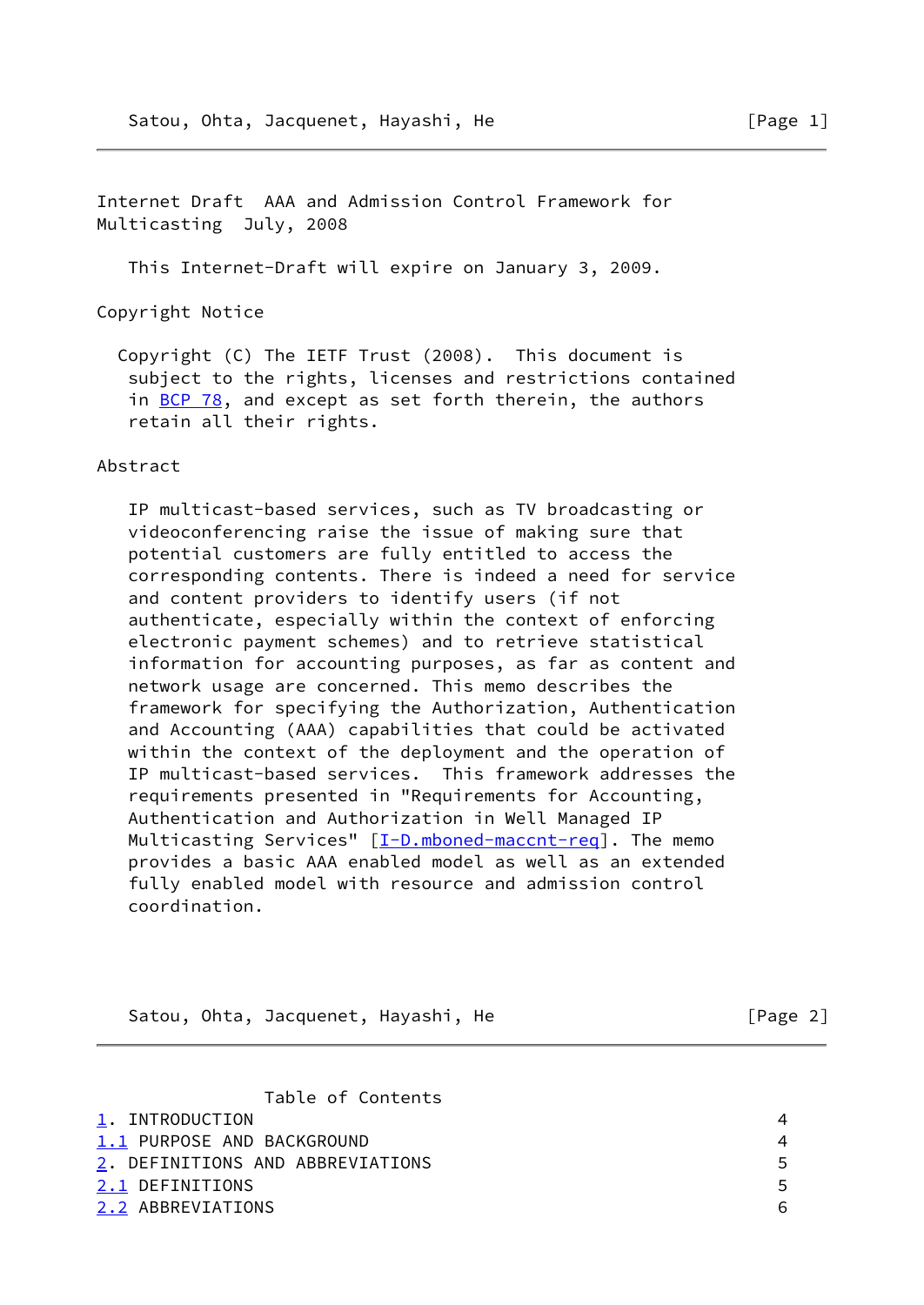Internet Draft  AAA and Admission Control Framework for Multicasting  July, 2008

This Internet-Draft will expire on January 3, 2009.

## Copyright Notice

Copyright (C) The IETF Trust (2008).  This document is subject to the rights, licenses and restrictions contained in BCP 78, and except as set forth therein, the authors retain all their rights.

## Abstract

IP multicast-based services, such as TV broadcasting or videoconferencing raise the issue of making sure that potential customers are fully entitled to access the corresponding contents. There is indeed a need for service and content providers to identify users (if not authenticate, especially within the context of enforcing electronic payment schemes) and to retrieve statistical information for accounting purposes, as far as content and network usage are concerned. This memo describes the framework for specifying the Authorization, Authentication and Accounting (AAA) capabilities that could be activated within the context of the deployment and the operation of IP multicast-based services.  This framework addresses the requirements presented in "Requirements for Accounting, Authentication and Authorization in Well Managed IP Multicasting Services" [I-D.mboned-maccnt-req]. The memo provides a basic AAA enabled model as well as an extended fully enabled model with resource and admission control coordination.

## Table of Contents

| Section | Page |
|---|---|
| 1. INTRODUCTION | 4 |
| 1.1 PURPOSE AND BACKGROUND | 4 |
| 2. DEFINITIONS AND ABBREVIATIONS | 5 |
| 2.1 DEFINITIONS | 5 |
| 2.2 ABBREVIATIONS | 6 |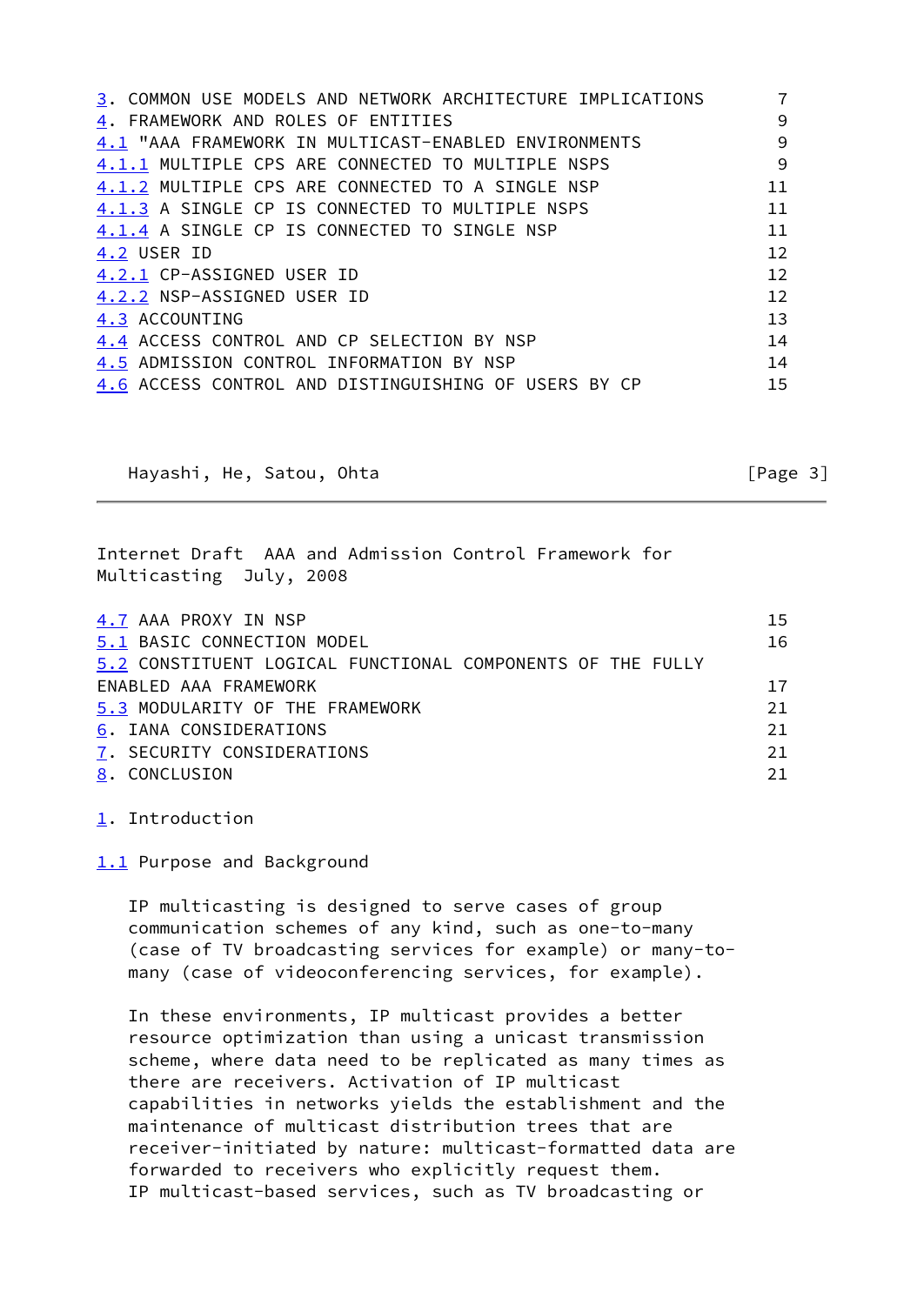3. COMMON USE MODELS AND NETWORK ARCHITECTURE IMPLICATIONS 7
4. FRAMEWORK AND ROLES OF ENTITIES 9
4.1 "AAA FRAMEWORK IN MULTICAST-ENABLED ENVIRONMENTS 9
4.1.1 MULTIPLE CPS ARE CONNECTED TO MULTIPLE NSPS 9
4.1.2 MULTIPLE CPS ARE CONNECTED TO A SINGLE NSP 11
4.1.3 A SINGLE CP IS CONNECTED TO MULTIPLE NSPS 11
4.1.4 A SINGLE CP IS CONNECTED TO SINGLE NSP 11
4.2 USER ID 12
4.2.1 CP-ASSIGNED USER ID 12
4.2.2 NSP-ASSIGNED USER ID 12
4.3 ACCOUNTING 13
4.4 ACCESS CONTROL AND CP SELECTION BY NSP 14
4.5 ADMISSION CONTROL INFORMATION BY NSP 14
4.6 ACCESS CONTROL AND DISTINGUISHING OF USERS BY CP 15
4.7 AAA PROXY IN NSP 15
5.1 BASIC CONNECTION MODEL 16
5.2 CONSTITUENT LOGICAL FUNCTIONAL COMPONENTS OF THE FULLY ENABLED AAA FRAMEWORK 17
5.3 MODULARITY OF THE FRAMEWORK 21
6. IANA CONSIDERATIONS 21
7. SECURITY CONSIDERATIONS 21
8. CONCLUSION 21

# 1. Introduction

## 1.1 Purpose and Background

IP multicasting is designed to serve cases of group communication schemes of any kind, such as one-to-many (case of TV broadcasting services for example) or many-to-many (case of videoconferencing services, for example).

In these environments, IP multicast provides a better resource optimization than using a unicast transmission scheme, where data need to be replicated as many times as there are receivers. Activation of IP multicast capabilities in networks yields the establishment and the maintenance of multicast distribution trees that are receiver-initiated by nature: multicast-formatted data are forwarded to receivers who explicitly request them.
IP multicast-based services, such as TV broadcasting or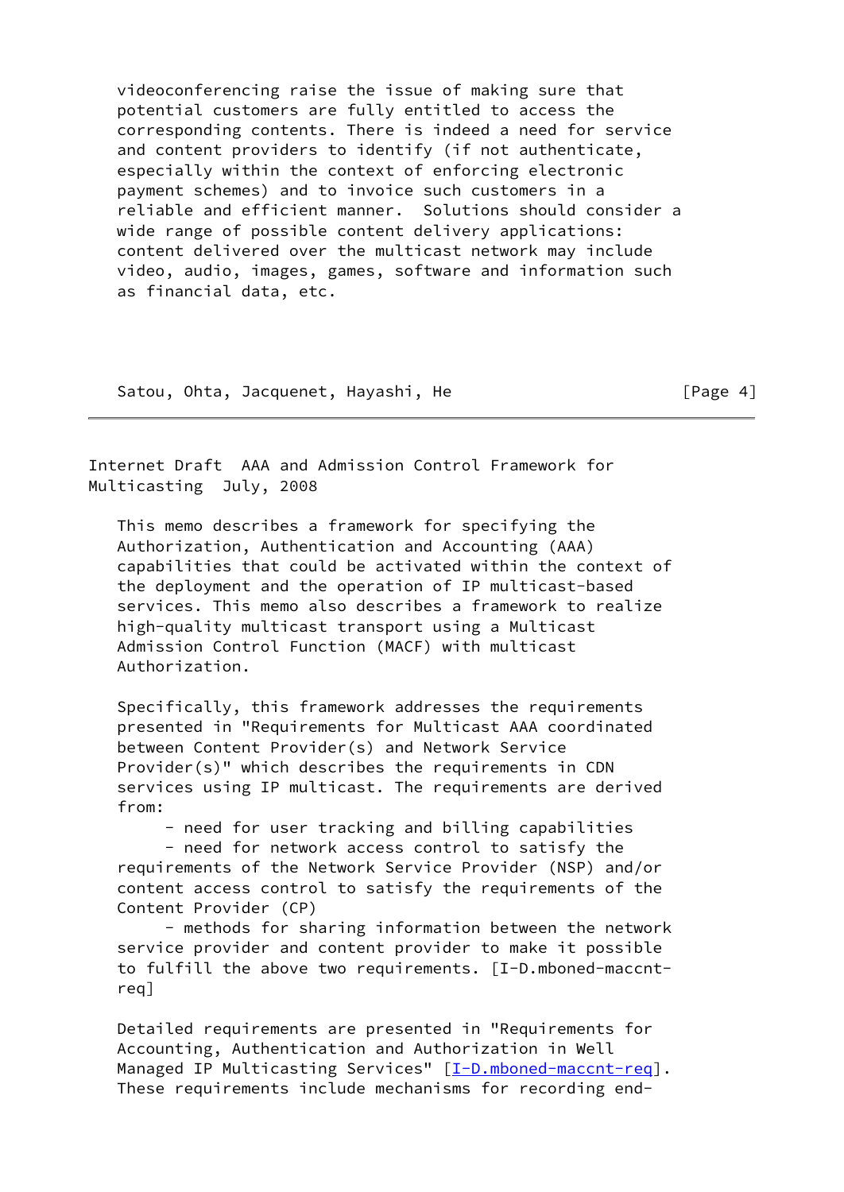videoconferencing raise the issue of making sure that potential customers are fully entitled to access the corresponding contents. There is indeed a need for service and content providers to identify (if not authenticate, especially within the context of enforcing electronic payment schemes) and to invoice such customers in a reliable and efficient manner. Solutions should consider a wide range of possible content delivery applications: content delivered over the multicast network may include video, audio, images, games, software and information such as financial data, etc.

This memo describes a framework for specifying the Authorization, Authentication and Accounting (AAA) capabilities that could be activated within the context of the deployment and the operation of IP multicast-based services. This memo also describes a framework to realize high-quality multicast transport using a Multicast Admission Control Function (MACF) with multicast Authorization.

Specifically, this framework addresses the requirements presented in "Requirements for Multicast AAA coordinated between Content Provider(s) and Network Service Provider(s)" which describes the requirements in CDN services using IP multicast. The requirements are derived from:

- need for user tracking and billing capabilities
- need for network access control to satisfy the requirements of the Network Service Provider (NSP) and/or content access control to satisfy the requirements of the Content Provider (CP)
- methods for sharing information between the network service provider and content provider to make it possible to fulfill the above two requirements. [I-D.mboned-maccnt-req]

Detailed requirements are presented in "Requirements for Accounting, Authentication and Authorization in Well Managed IP Multicasting Services" [I-D.mboned-maccnt-req]. These requirements include mechanisms for recording end-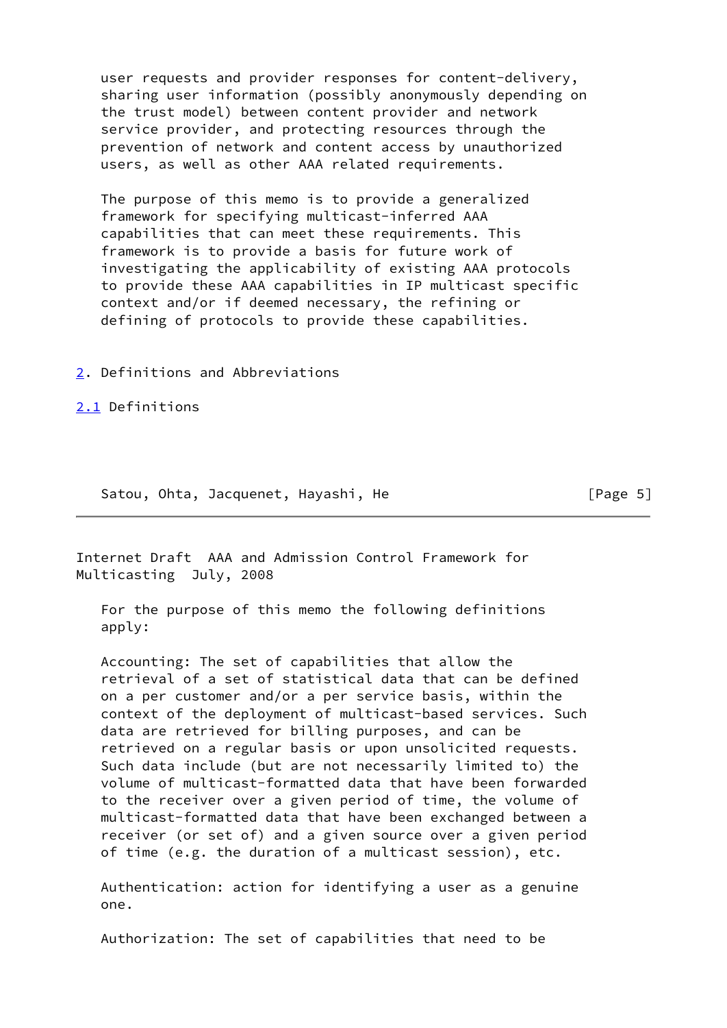user requests and provider responses for content-delivery, sharing user information (possibly anonymously depending on the trust model) between content provider and network service provider, and protecting resources through the prevention of network and content access by unauthorized users, as well as other AAA related requirements.

The purpose of this memo is to provide a generalized framework for specifying multicast-inferred AAA capabilities that can meet these requirements. This framework is to provide a basis for future work of investigating the applicability of existing AAA protocols to provide these AAA capabilities in IP multicast specific context and/or if deemed necessary, the refining or defining of protocols to provide these capabilities.

## 2. Definitions and Abbreviations

### 2.1 Definitions

For the purpose of this memo the following definitions apply:

Accounting: The set of capabilities that allow the retrieval of a set of statistical data that can be defined on a per customer and/or a per service basis, within the context of the deployment of multicast-based services. Such data are retrieved for billing purposes, and can be retrieved on a regular basis or upon unsolicited requests. Such data include (but are not necessarily limited to) the volume of multicast-formatted data that have been forwarded to the receiver over a given period of time, the volume of multicast-formatted data that have been exchanged between a receiver (or set of) and a given source over a given period of time (e.g. the duration of a multicast session), etc.

Authentication: action for identifying a user as a genuine one.

Authorization: The set of capabilities that need to be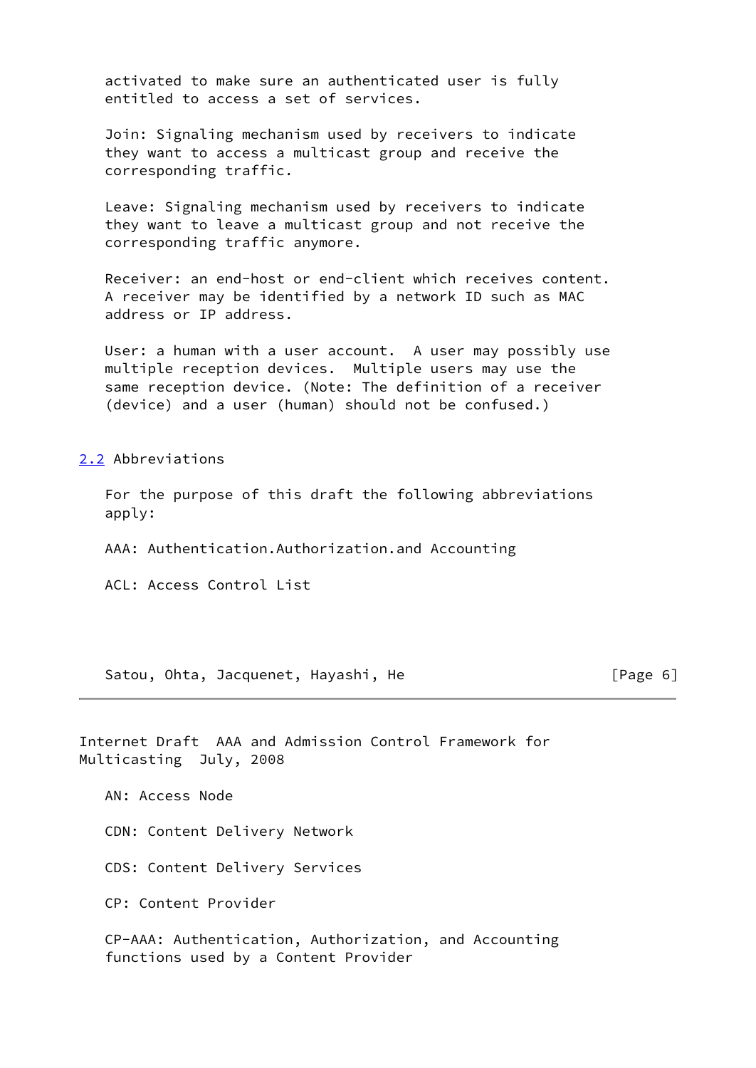activated to make sure an authenticated user is fully entitled to access a set of services.

Join: Signaling mechanism used by receivers to indicate they want to access a multicast group and receive the corresponding traffic.

Leave: Signaling mechanism used by receivers to indicate they want to leave a multicast group and not receive the corresponding traffic anymore.

Receiver: an end-host or end-client which receives content. A receiver may be identified by a network ID such as MAC address or IP address.

User: a human with a user account. A user may possibly use multiple reception devices. Multiple users may use the same reception device. (Note: The definition of a receiver (device) and a user (human) should not be confused.)

## 2.2 Abbreviations

For the purpose of this draft the following abbreviations apply:

AAA: Authentication.Authorization.and Accounting

ACL: Access Control List

AN: Access Node

CDN: Content Delivery Network

CDS: Content Delivery Services

CP: Content Provider

CP-AAA: Authentication, Authorization, and Accounting functions used by a Content Provider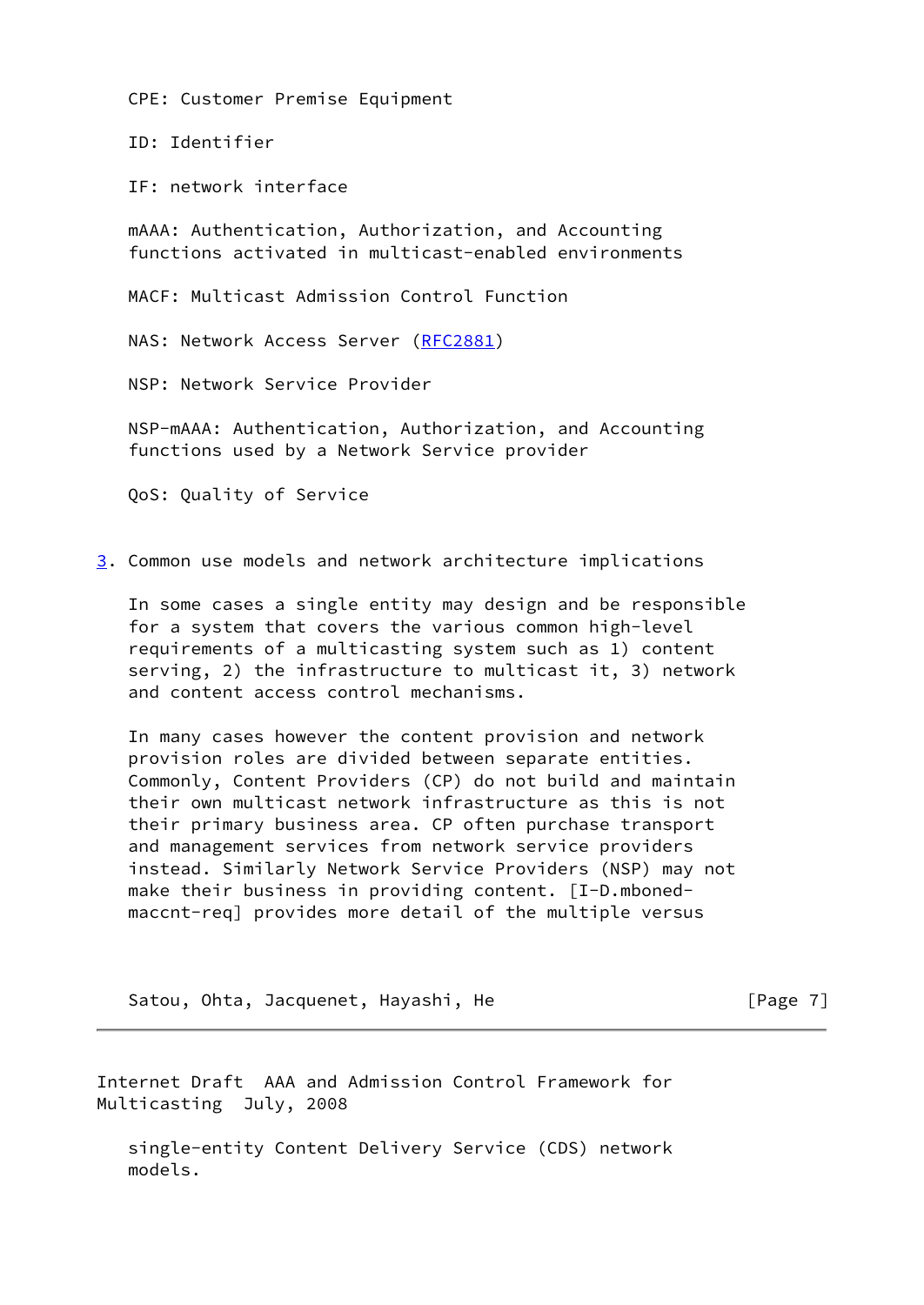CPE: Customer Premise Equipment

ID: Identifier

IF: network interface

mAAA: Authentication, Authorization, and Accounting functions activated in multicast-enabled environments

MACF: Multicast Admission Control Function

NAS: Network Access Server (RFC2881)

NSP: Network Service Provider

NSP-mAAA: Authentication, Authorization, and Accounting functions used by a Network Service provider

QoS: Quality of Service

## 3. Common use models and network architecture implications

In some cases a single entity may design and be responsible for a system that covers the various common high-level requirements of a multicasting system such as 1) content serving, 2) the infrastructure to multicast it, 3) network and content access control mechanisms.

In many cases however the content provision and network provision roles are divided between separate entities. Commonly, Content Providers (CP) do not build and maintain their own multicast network infrastructure as this is not their primary business area. CP often purchase transport and management services from network service providers instead. Similarly Network Service Providers (NSP) may not make their business in providing content. [I-D.mboned-maccnt-req] provides more detail of the multiple versus single-entity Content Delivery Service (CDS) network models.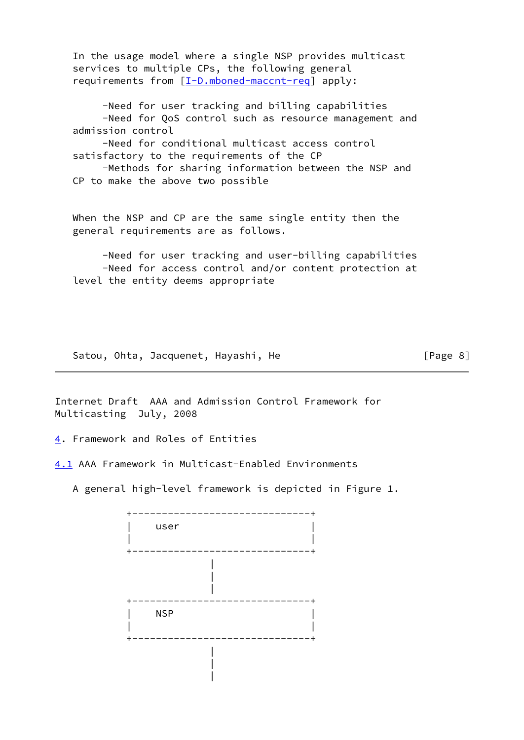In the usage model where a single NSP provides multicast services to multiple CPs, the following general requirements from [I-D.mboned-maccnt-req] apply:

- Need for user tracking and billing capabilities
- Need for QoS control such as resource management and admission control
- Need for conditional multicast access control satisfactory to the requirements of the CP
- Methods for sharing information between the NSP and CP to make the above two possible

When the NSP and CP are the same single entity then the general requirements are as follows.

- Need for user tracking and user-billing capabilities
- Need for access control and/or content protection at level the entity deems appropriate

## 4. Framework and Roles of Entities

### 4.1 AAA Framework in Multicast-Enabled Environments

A general high-level framework is depicted in Figure 1.

```
          +------------------------------+
          |    user                      |
          |                              |
          +------------------------------+
                         |
                         |
                         |
          +------------------------------+
          |    NSP                       |
          |                              |
          +------------------------------+
                         |
                         |
                         |
```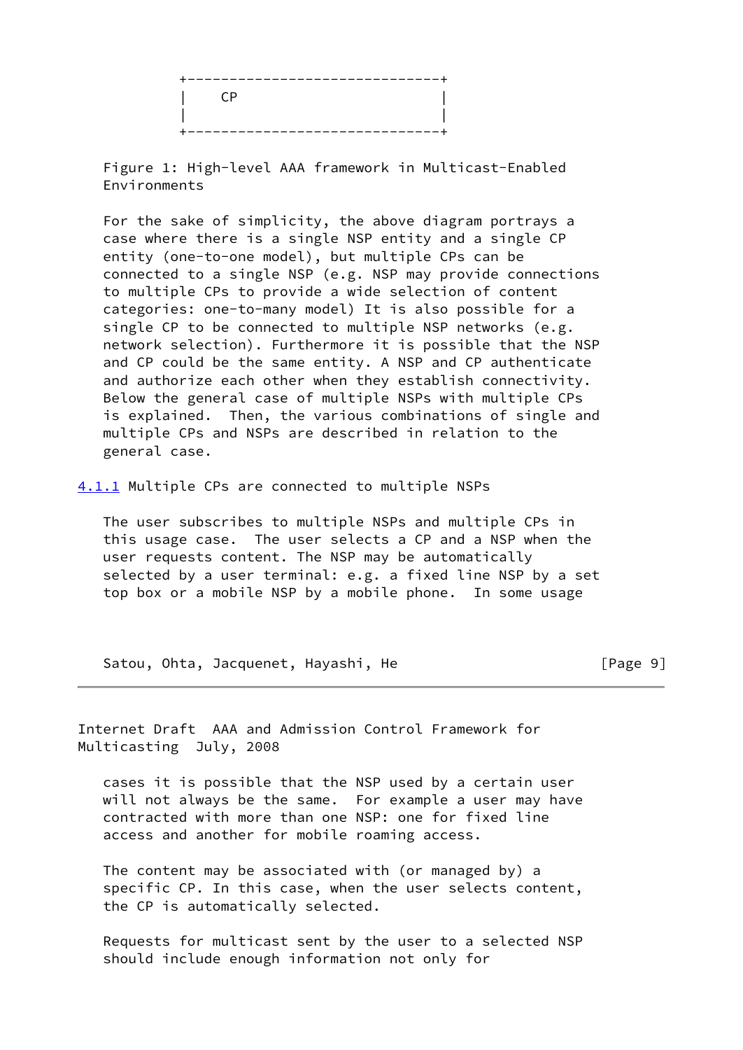```
+------------------------------+
|    CP                        |
|                              |
+------------------------------+
```

Figure 1: High-level AAA framework in Multicast-Enabled Environments

For the sake of simplicity, the above diagram portrays a case where there is a single NSP entity and a single CP entity (one-to-one model), but multiple CPs can be connected to a single NSP (e.g. NSP may provide connections to multiple CPs to provide a wide selection of content categories: one-to-many model) It is also possible for a single CP to be connected to multiple NSP networks (e.g. network selection). Furthermore it is possible that the NSP and CP could be the same entity. A NSP and CP authenticate and authorize each other when they establish connectivity. Below the general case of multiple NSPs with multiple CPs is explained. Then, the various combinations of single and multiple CPs and NSPs are described in relation to the general case.

### 4.1.1 Multiple CPs are connected to multiple NSPs

The user subscribes to multiple NSPs and multiple CPs in this usage case. The user selects a CP and a NSP when the user requests content. The NSP may be automatically selected by a user terminal: e.g. a fixed line NSP by a set top box or a mobile NSP by a mobile phone. In some usage cases it is possible that the NSP used by a certain user will not always be the same. For example a user may have contracted with more than one NSP: one for fixed line access and another for mobile roaming access.

The content may be associated with (or managed by) a specific CP. In this case, when the user selects content, the CP is automatically selected.

Requests for multicast sent by the user to a selected NSP should include enough information not only for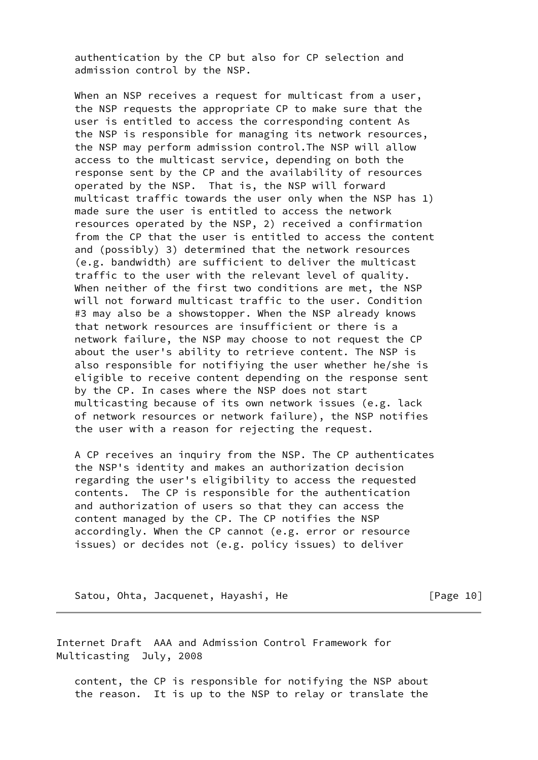authentication by the CP but also for CP selection and admission control by the NSP.

When an NSP receives a request for multicast from a user, the NSP requests the appropriate CP to make sure that the user is entitled to access the corresponding content As the NSP is responsible for managing its network resources, the NSP may perform admission control.The NSP will allow access to the multicast service, depending on both the response sent by the CP and the availability of resources operated by the NSP. That is, the NSP will forward multicast traffic towards the user only when the NSP has 1) made sure the user is entitled to access the network resources operated by the NSP, 2) received a confirmation from the CP that the user is entitled to access the content and (possibly) 3) determined that the network resources (e.g. bandwidth) are sufficient to deliver the multicast traffic to the user with the relevant level of quality. When neither of the first two conditions are met, the NSP will not forward multicast traffic to the user. Condition #3 may also be a showstopper. When the NSP already knows that network resources are insufficient or there is a network failure, the NSP may choose to not request the CP about the user's ability to retrieve content. The NSP is also responsible for notifiying the user whether he/she is eligible to receive content depending on the response sent by the CP. In cases where the NSP does not start multicasting because of its own network issues (e.g. lack of network resources or network failure), the NSP notifies the user with a reason for rejecting the request.

A CP receives an inquiry from the NSP. The CP authenticates the NSP's identity and makes an authorization decision regarding the user's eligibility to access the requested contents. The CP is responsible for the authentication and authorization of users so that they can access the content managed by the CP. The CP notifies the NSP accordingly. When the CP cannot (e.g. error or resource issues) or decides not (e.g. policy issues) to deliver content, the CP is responsible for notifying the NSP about the reason. It is up to the NSP to relay or translate the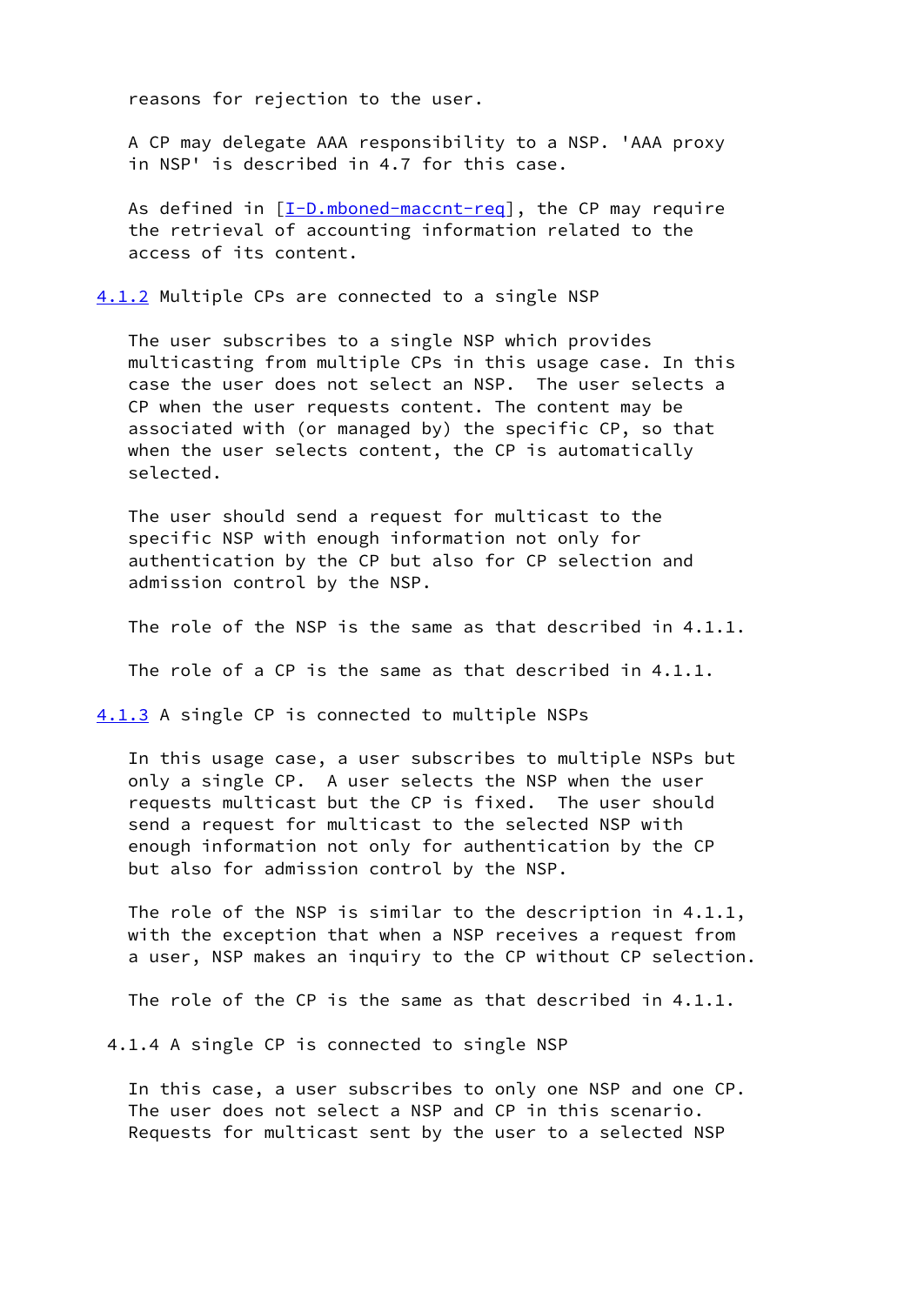reasons for rejection to the user.

A CP may delegate AAA responsibility to a NSP. 'AAA proxy in NSP' is described in 4.7 for this case.

As defined in [I-D.mboned-maccnt-req], the CP may require the retrieval of accounting information related to the access of its content.

### 4.1.2 Multiple CPs are connected to a single NSP

The user subscribes to a single NSP which provides multicasting from multiple CPs in this usage case. In this case the user does not select an NSP. The user selects a CP when the user requests content. The content may be associated with (or managed by) the specific CP, so that when the user selects content, the CP is automatically selected.

The user should send a request for multicast to the specific NSP with enough information not only for authentication by the CP but also for CP selection and admission control by the NSP.

The role of the NSP is the same as that described in 4.1.1.

The role of a CP is the same as that described in 4.1.1.

### 4.1.3 A single CP is connected to multiple NSPs

In this usage case, a user subscribes to multiple NSPs but only a single CP. A user selects the NSP when the user requests multicast but the CP is fixed. The user should send a request for multicast to the selected NSP with enough information not only for authentication by the CP but also for admission control by the NSP.

The role of the NSP is similar to the description in 4.1.1, with the exception that when a NSP receives a request from a user, NSP makes an inquiry to the CP without CP selection.

The role of the CP is the same as that described in 4.1.1.

### 4.1.4 A single CP is connected to single NSP

In this case, a user subscribes to only one NSP and one CP. The user does not select a NSP and CP in this scenario. Requests for multicast sent by the user to a selected NSP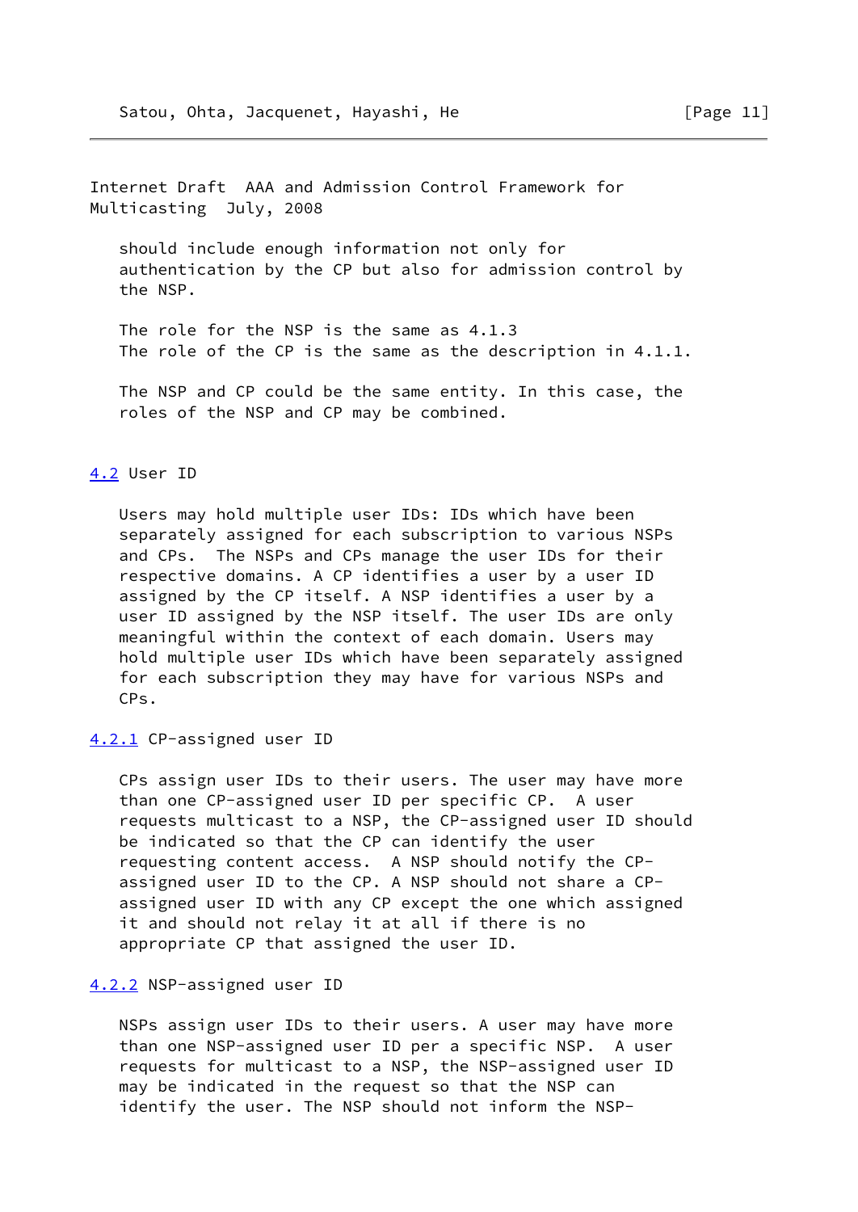should include enough information not only for authentication by the CP but also for admission control by the NSP.

The role for the NSP is the same as 4.1.3
The role of the CP is the same as the description in 4.1.1.

The NSP and CP could be the same entity. In this case, the roles of the NSP and CP may be combined.

## 4.2 User ID

Users may hold multiple user IDs: IDs which have been separately assigned for each subscription to various NSPs and CPs. The NSPs and CPs manage the user IDs for their respective domains. A CP identifies a user by a user ID assigned by the CP itself. A NSP identifies a user by a user ID assigned by the NSP itself. The user IDs are only meaningful within the context of each domain. Users may hold multiple user IDs which have been separately assigned for each subscription they may have for various NSPs and CPs.

### 4.2.1 CP-assigned user ID

CPs assign user IDs to their users. The user may have more than one CP-assigned user ID per specific CP. A user requests multicast to a NSP, the CP-assigned user ID should be indicated so that the CP can identify the user requesting content access. A NSP should notify the CP-assigned user ID to the CP. A NSP should not share a CP-assigned user ID with any CP except the one which assigned it and should not relay it at all if there is no appropriate CP that assigned the user ID.

### 4.2.2 NSP-assigned user ID

NSPs assign user IDs to their users. A user may have more than one NSP-assigned user ID per a specific NSP. A user requests for multicast to a NSP, the NSP-assigned user ID may be indicated in the request so that the NSP can identify the user. The NSP should not inform the NSP-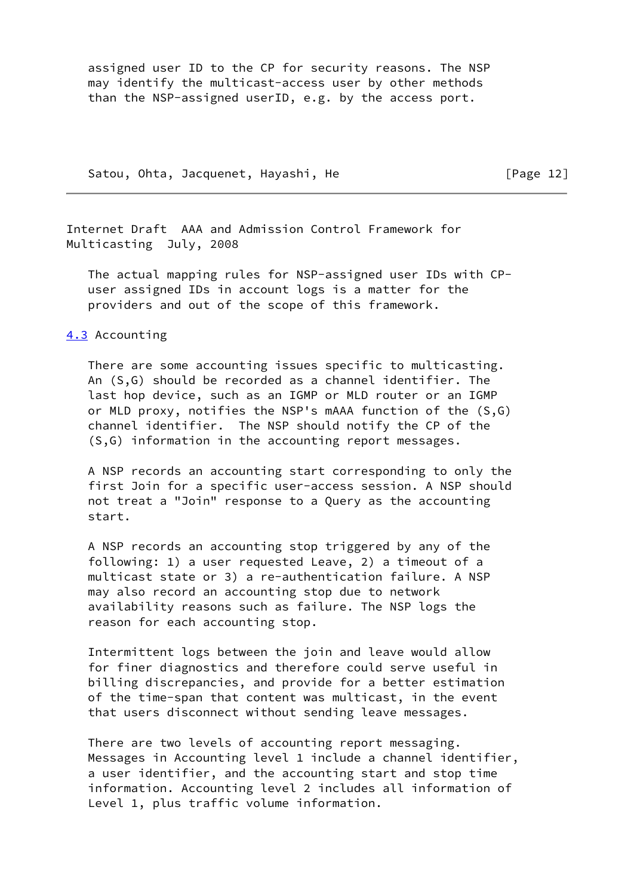assigned user ID to the CP for security reasons. The NSP may identify the multicast-access user by other methods than the NSP-assigned userID, e.g. by the access port.

The actual mapping rules for NSP-assigned user IDs with CP-user assigned IDs in account logs is a matter for the providers and out of the scope of this framework.

## 4.3 Accounting

There are some accounting issues specific to multicasting. An (S,G) should be recorded as a channel identifier. The last hop device, such as an IGMP or MLD router or an IGMP or MLD proxy, notifies the NSP's mAAA function of the (S,G) channel identifier. The NSP should notify the CP of the (S,G) information in the accounting report messages.

A NSP records an accounting start corresponding to only the first Join for a specific user-access session. A NSP should not treat a "Join" response to a Query as the accounting start.

A NSP records an accounting stop triggered by any of the following: 1) a user requested Leave, 2) a timeout of a multicast state or 3) a re-authentication failure. A NSP may also record an accounting stop due to network availability reasons such as failure. The NSP logs the reason for each accounting stop.

Intermittent logs between the join and leave would allow for finer diagnostics and therefore could serve useful in billing discrepancies, and provide for a better estimation of the time-span that content was multicast, in the event that users disconnect without sending leave messages.

There are two levels of accounting report messaging. Messages in Accounting level 1 include a channel identifier, a user identifier, and the accounting start and stop time information. Accounting level 2 includes all information of Level 1, plus traffic volume information.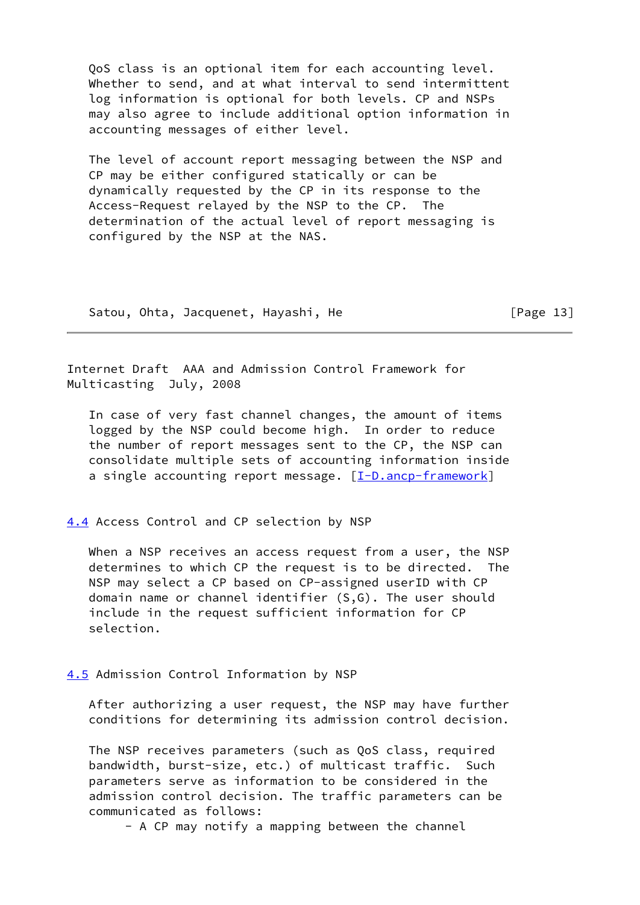QoS class is an optional item for each accounting level. Whether to send, and at what interval to send intermittent log information is optional for both levels. CP and NSPs may also agree to include additional option information in accounting messages of either level.

The level of account report messaging between the NSP and CP may be either configured statically or can be dynamically requested by the CP in its response to the Access-Request relayed by the NSP to the CP. The determination of the actual level of report messaging is configured by the NSP at the NAS.

In case of very fast channel changes, the amount of items logged by the NSP could become high. In order to reduce the number of report messages sent to the CP, the NSP can consolidate multiple sets of accounting information inside a single accounting report message. [I-D.ancp-framework]

## 4.4 Access Control and CP selection by NSP

When a NSP receives an access request from a user, the NSP determines to which CP the request is to be directed. The NSP may select a CP based on CP-assigned userID with CP domain name or channel identifier (S,G). The user should include in the request sufficient information for CP selection.

## 4.5 Admission Control Information by NSP

After authorizing a user request, the NSP may have further conditions for determining its admission control decision.

The NSP receives parameters (such as QoS class, required bandwidth, burst-size, etc.) of multicast traffic. Such parameters serve as information to be considered in the admission control decision. The traffic parameters can be communicated as follows:

- A CP may notify a mapping between the channel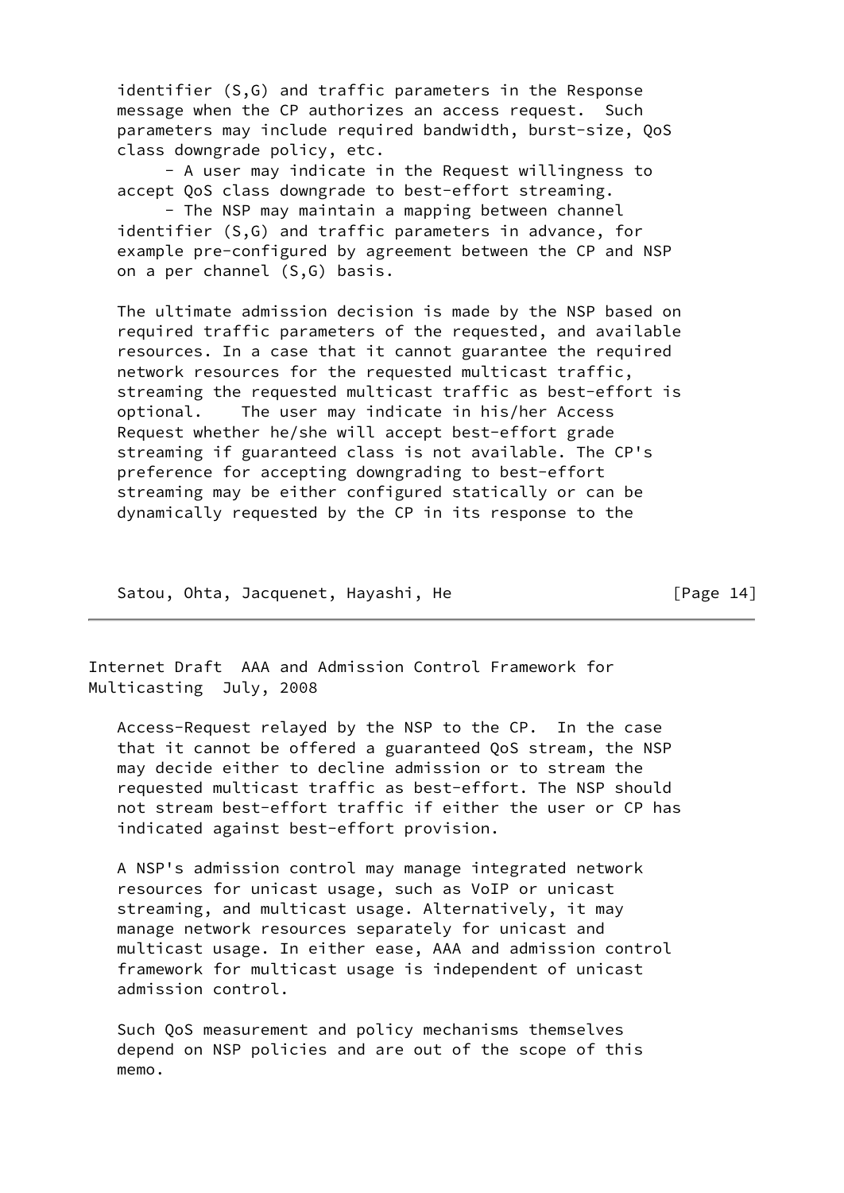identifier (S,G) and traffic parameters in the Response message when the CP authorizes an access request. Such parameters may include required bandwidth, burst-size, QoS class downgrade policy, etc.

- A user may indicate in the Request willingness to accept QoS class downgrade to best-effort streaming.
- The NSP may maintain a mapping between channel identifier (S,G) and traffic parameters in advance, for example pre-configured by agreement between the CP and NSP on a per channel (S,G) basis.

The ultimate admission decision is made by the NSP based on required traffic parameters of the requested, and available resources. In a case that it cannot guarantee the required network resources for the requested multicast traffic, streaming the requested multicast traffic as best-effort is optional. The user may indicate in his/her Access Request whether he/she will accept best-effort grade streaming if guaranteed class is not available. The CP's preference for accepting downgrading to best-effort streaming may be either configured statically or can be dynamically requested by the CP in its response to the Access-Request relayed by the NSP to the CP. In the case that it cannot be offered a guaranteed QoS stream, the NSP may decide either to decline admission or to stream the requested multicast traffic as best-effort. The NSP should not stream best-effort traffic if either the user or CP has indicated against best-effort provision.

A NSP's admission control may manage integrated network resources for unicast usage, such as VoIP or unicast streaming, and multicast usage. Alternatively, it may manage network resources separately for unicast and multicast usage. In either ease, AAA and admission control framework for multicast usage is independent of unicast admission control.

Such QoS measurement and policy mechanisms themselves depend on NSP policies and are out of the scope of this memo.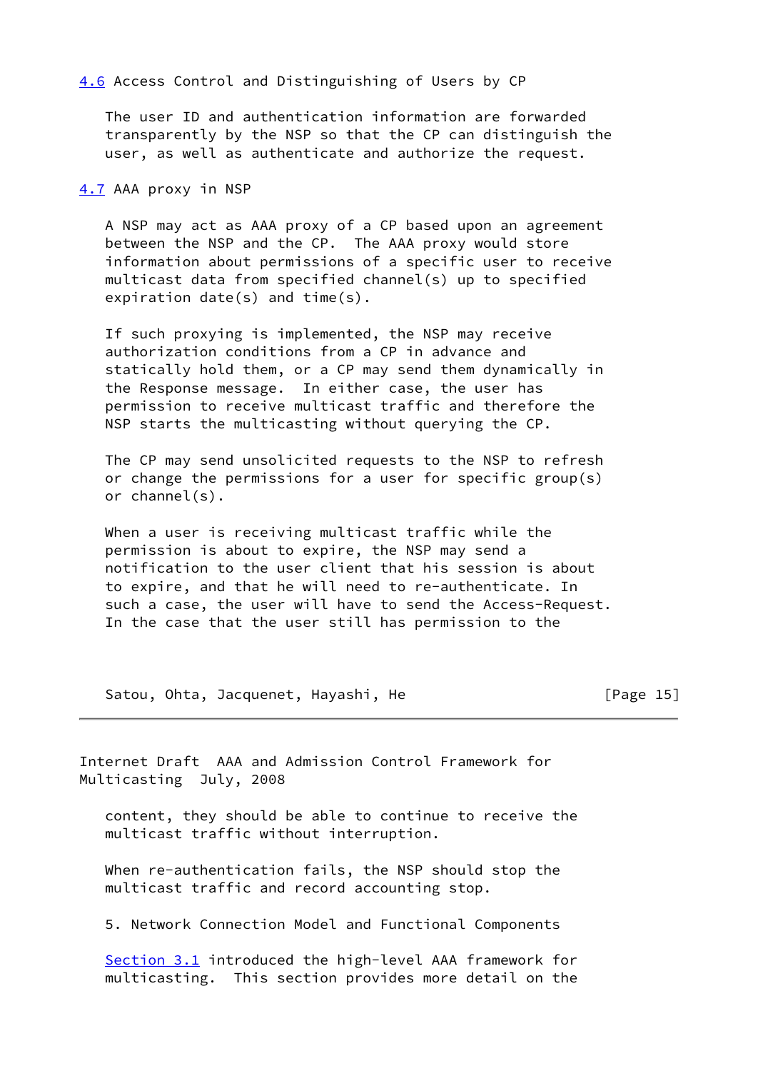### 4.6 Access Control and Distinguishing of Users by CP

The user ID and authentication information are forwarded transparently by the NSP so that the CP can distinguish the user, as well as authenticate and authorize the request.

### 4.7 AAA proxy in NSP

A NSP may act as AAA proxy of a CP based upon an agreement between the NSP and the CP. The AAA proxy would store information about permissions of a specific user to receive multicast data from specified channel(s) up to specified expiration date(s) and time(s).

If such proxying is implemented, the NSP may receive authorization conditions from a CP in advance and statically hold them, or a CP may send them dynamically in the Response message. In either case, the user has permission to receive multicast traffic and therefore the NSP starts the multicasting without querying the CP.

The CP may send unsolicited requests to the NSP to refresh or change the permissions for a user for specific group(s) or channel(s).

When a user is receiving multicast traffic while the permission is about to expire, the NSP may send a notification to the user client that his session is about to expire, and that he will need to re-authenticate. In such a case, the user will have to send the Access-Request. In the case that the user still has permission to the content, they should be able to continue to receive the multicast traffic without interruption.

When re-authentication fails, the NSP should stop the multicast traffic and record accounting stop.

## 5. Network Connection Model and Functional Components

Section 3.1 introduced the high-level AAA framework for multicasting. This section provides more detail on the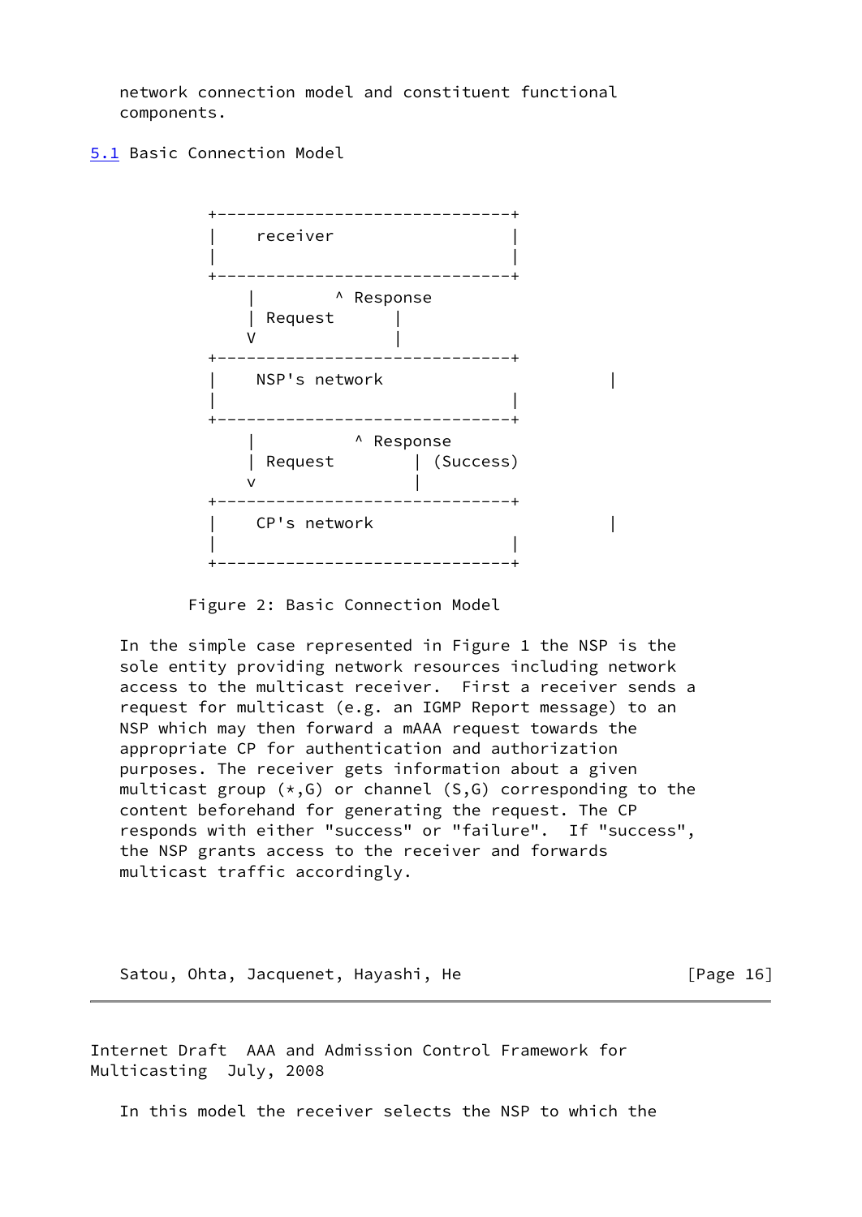network connection model and constituent functional components.

## 5.1 Basic Connection Model

```
          +------------------------------+
          |    receiver                  |
          |                              |
          +------------------------------+
              |        ^ Response
              | Request      |
              V              |
          +------------------------------+
          |    NSP's network                        |
          |                              |
          +------------------------------+
              |          ^ Response
              | Request         | (Success)
              v                 |
          +------------------------------+
          |    CP's network                         |
          |                              |
          +------------------------------+
```

Figure 2: Basic Connection Model

In the simple case represented in Figure 1 the NSP is the sole entity providing network resources including network access to the multicast receiver. First a receiver sends a request for multicast (e.g. an IGMP Report message) to an NSP which may then forward a mAAA request towards the appropriate CP for authentication and authorization purposes. The receiver gets information about a given multicast group (*,G) or channel (S,G) corresponding to the content beforehand for generating the request. The CP responds with either "success" or "failure". If "success", the NSP grants access to the receiver and forwards multicast traffic accordingly.

In this model the receiver selects the NSP to which the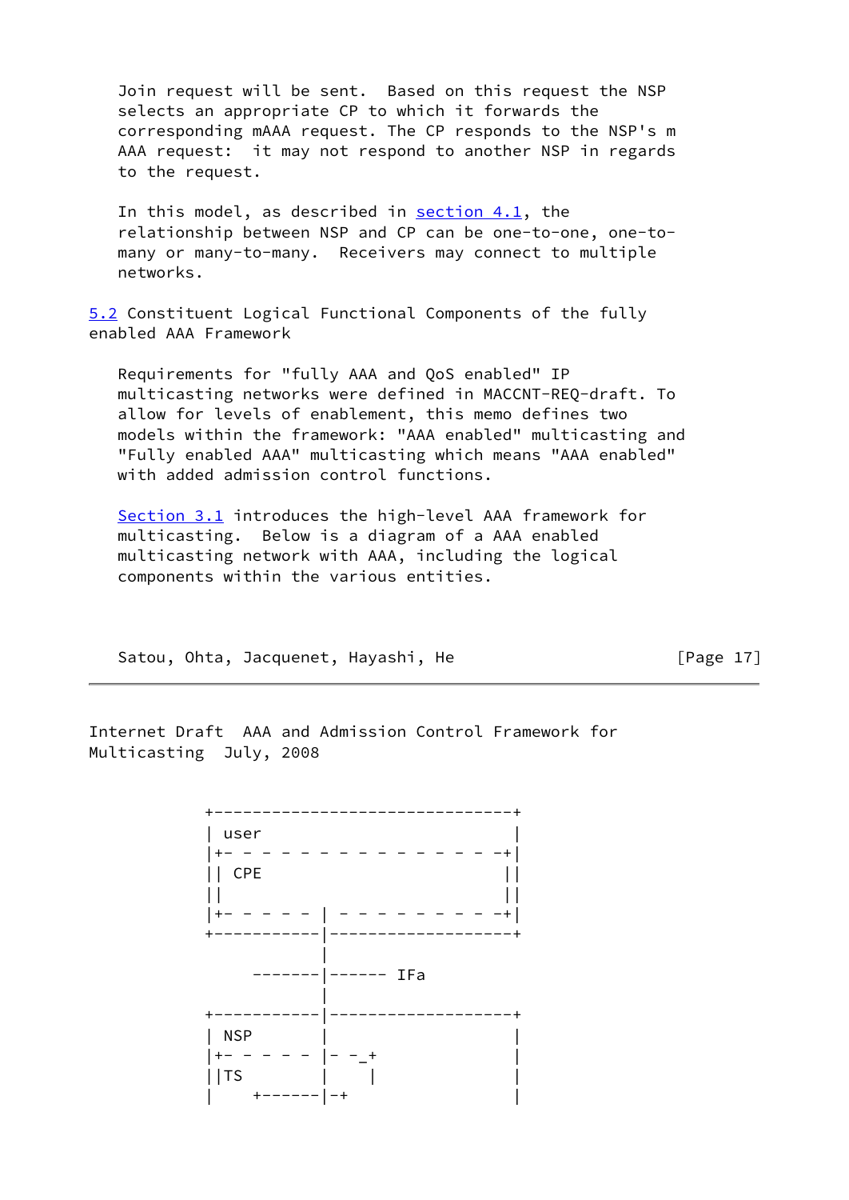Join request will be sent.  Based on this request the NSP selects an appropriate CP to which it forwards the corresponding mAAA request. The CP responds to the NSP's m AAA request:  it may not respond to another NSP in regards to the request.

In this model, as described in section 4.1, the relationship between NSP and CP can be one-to-one, one-to-many or many-to-many.  Receivers may connect to multiple networks.

## 5.2 Constituent Logical Functional Components of the fully enabled AAA Framework

Requirements for "fully AAA and QoS enabled" IP multicasting networks were defined in MACCNT-REQ-draft. To allow for levels of enablement, this memo defines two models within the framework: "AAA enabled" multicasting and "Fully enabled AAA" multicasting which means "AAA enabled" with added admission control functions.

Section 3.1 introduces the high-level AAA framework for multicasting.  Below is a diagram of a AAA enabled multicasting network with AAA, including the logical components within the various entities.

```
+------------------------------+
| user                         |
|+- - - - - - - - - - - - - -+|
|| CPE                        ||
||                            ||
|+- - - - - | - - - - - - - -+|
+-----------|------------------+
            |
     -------|------ IFa
            |
+-----------|------------------+
| NSP       |                  |
|+- - - - - |- -_+             |
||TS        |    |             |
|    +------|-+                |
```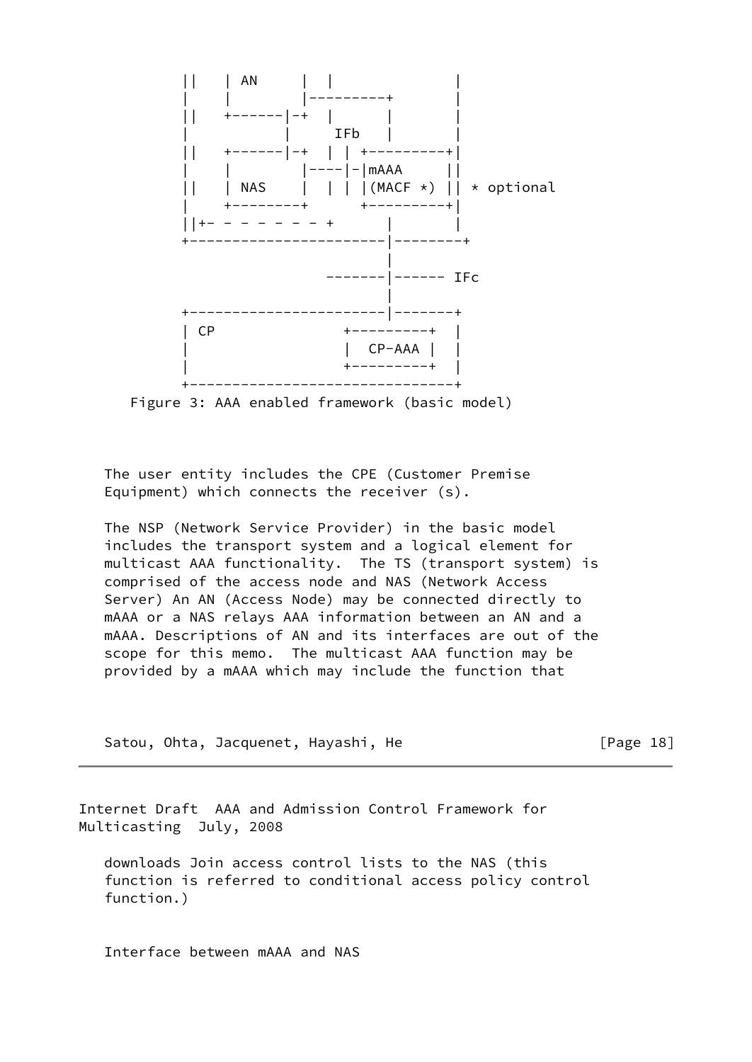```
        ||    | AN     |  |             |
        |     |        |---------+      |
        ||    +------|-+  |      |      |
        |            |     IFb   |      |
        ||    +------|-+  | | +---------+|
        |     |        |----|-|mAAA     ||
        ||    | NAS    |  | | |(MACF *) || * optional
        |     +--------+      +---------+|
        ||+- - - - - - - - +      |      |
        +----------------------|--------+
                               |
                    -------|------ IFc
                               |
        +----------------------|-------+
        | CP              +---------+  |
        |                 |  CP-AAA |  |
        |                 +---------+  |
        +------------------------------+
```

Figure 3: AAA enabled framework (basic model)

The user entity includes the CPE (Customer Premise Equipment) which connects the receiver (s).

The NSP (Network Service Provider) in the basic model includes the transport system and a logical element for multicast AAA functionality. The TS (transport system) is comprised of the access node and NAS (Network Access Server) An AN (Access Node) may be connected directly to mAAA or a NAS relays AAA information between an AN and a mAAA. Descriptions of AN and its interfaces are out of the scope for this memo. The multicast AAA function may be provided by a mAAA which may include the function that downloads Join access control lists to the NAS (this function is referred to conditional access policy control function.)

Interface between mAAA and NAS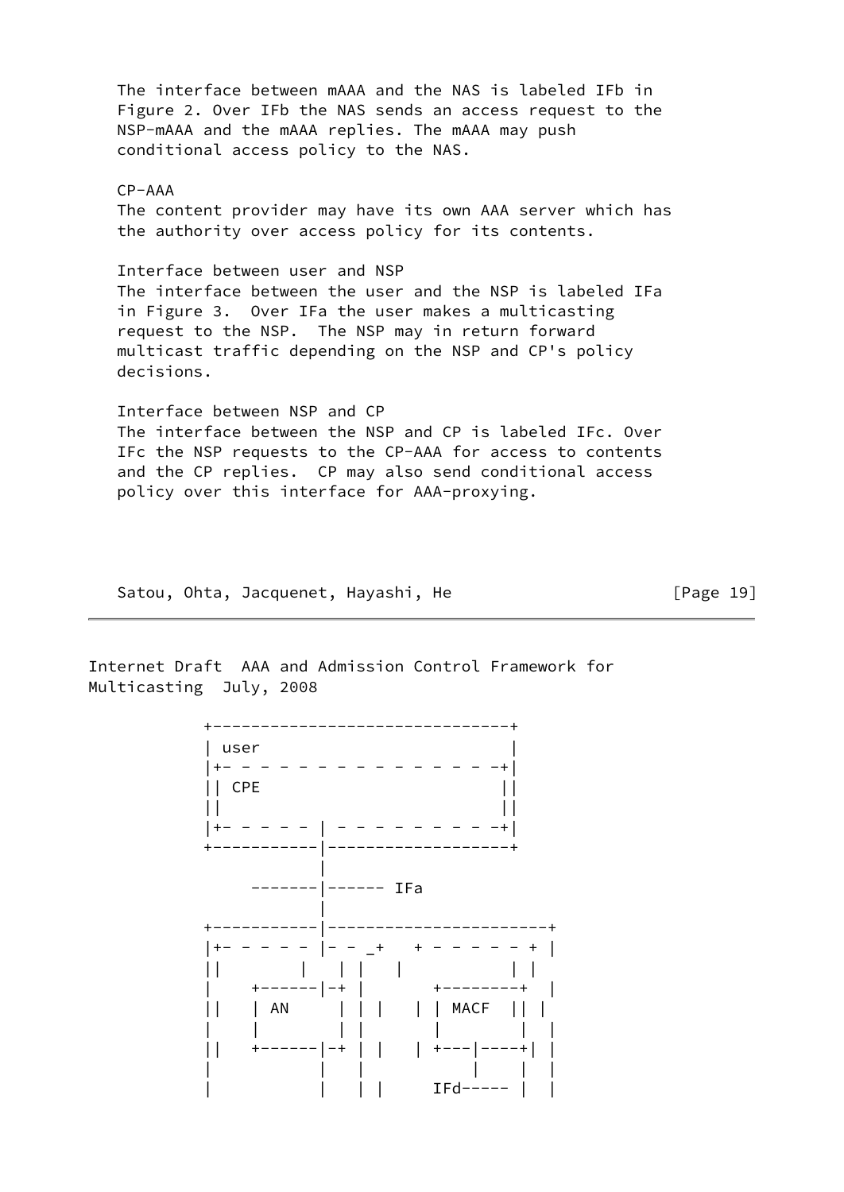The interface between mAAA and the NAS is labeled IFb in Figure 2. Over IFb the NAS sends an access request to the NSP-mAAA and the mAAA replies. The mAAA may push conditional access policy to the NAS.

CP-AAA
The content provider may have its own AAA server which has the authority over access policy for its contents.

Interface between user and NSP
The interface between the user and the NSP is labeled IFa in Figure 3. Over IFa the user makes a multicasting request to the NSP. The NSP may in return forward multicast traffic depending on the NSP and CP's policy decisions.

Interface between NSP and CP
The interface between the NSP and CP is labeled IFc. Over IFc the NSP requests to the CP-AAA for access to contents and the CP replies. CP may also send conditional access policy over this interface for AAA-proxying.

```
+------------------------------+
| user                         |
|+- - - - - - - - - - - - - - -+|
|| CPE                         ||
||                             ||
|+- - - - - | - - - - - - - - -+|
+-----------|------------------+
            |
     -------|------ IFa
            |
+-----------|----------------------+
|+- - - - - |- - _+   + - - - - - + |
||        |   | |   |           | |
|    +------|-+ |       +--------+  |
||   | AN     | | |   | | MACF  || |
|    |        | |       |        |  |
||   +------|-+ | |   | +---|----+| |
|           |   |           |    |  |
|           |   | |     IFd----- |  |
```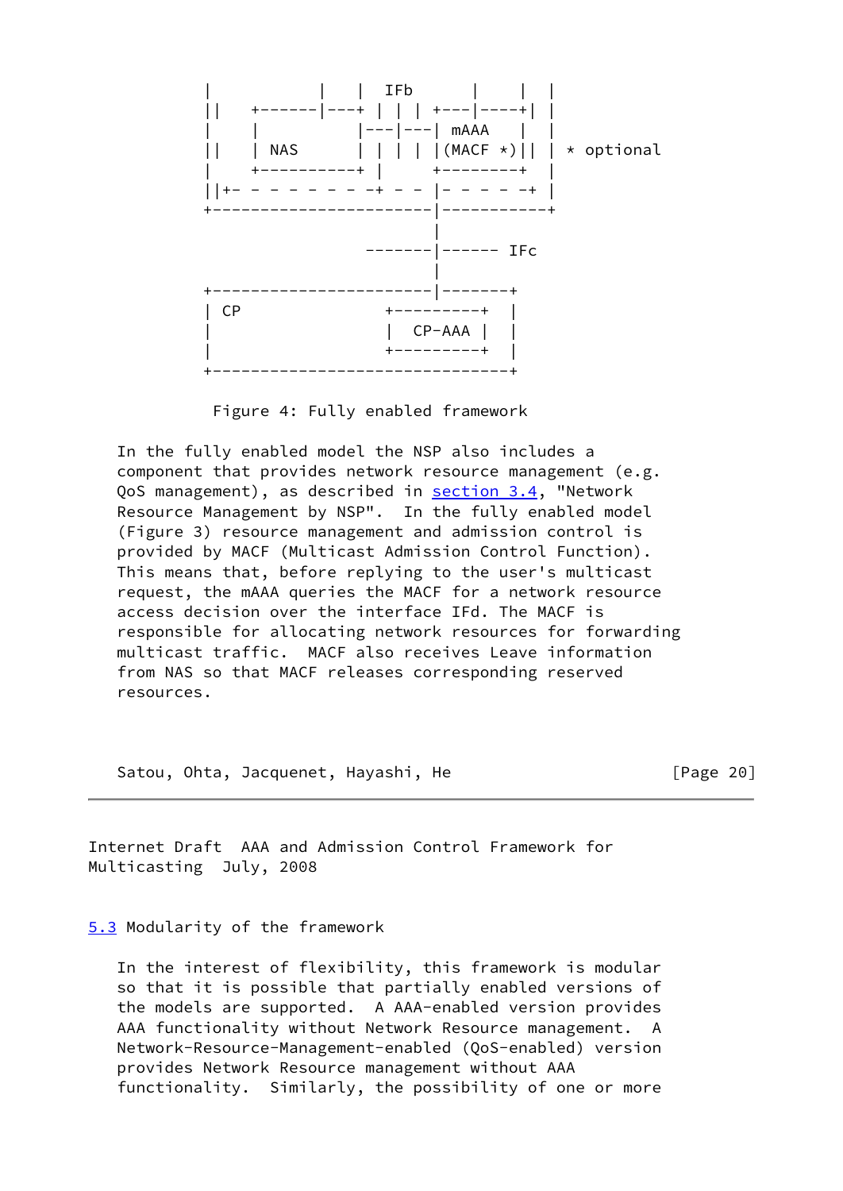```
 |          |   |  IFb      |     |  |
 ||   +------|---+ | | | +---|----+| |
 |    |          |---|---| mAAA   |  |
 ||   | NAS      | | | | |(MACF *)|| | * optional
 |    +----------+ |     +--------+  |
 ||+- - - - - - - -+ - - |- - - - -+ |
 +-----------------------|-----------+
                         |
                  -------|------ IFc
                         |
 +-----------------------|-------+
 | CP              +---------+   |
 |                 |  CP-AAA |   |
 |                 +---------+   |
 +-------------------------------+
```

Figure 4: Fully enabled framework

In the fully enabled model the NSP also includes a component that provides network resource management (e.g. QoS management), as described in section 3.4, "Network Resource Management by NSP". In the fully enabled model (Figure 3) resource management and admission control is provided by MACF (Multicast Admission Control Function). This means that, before replying to the user's multicast request, the mAAA queries the MACF for a network resource access decision over the interface IFd. The MACF is responsible for allocating network resources for forwarding multicast traffic. MACF also receives Leave information from NAS so that MACF releases corresponding reserved resources.

### 5.3 Modularity of the framework

In the interest of flexibility, this framework is modular so that it is possible that partially enabled versions of the models are supported. A AAA-enabled version provides AAA functionality without Network Resource management. A Network-Resource-Management-enabled (QoS-enabled) version provides Network Resource management without AAA functionality. Similarly, the possibility of one or more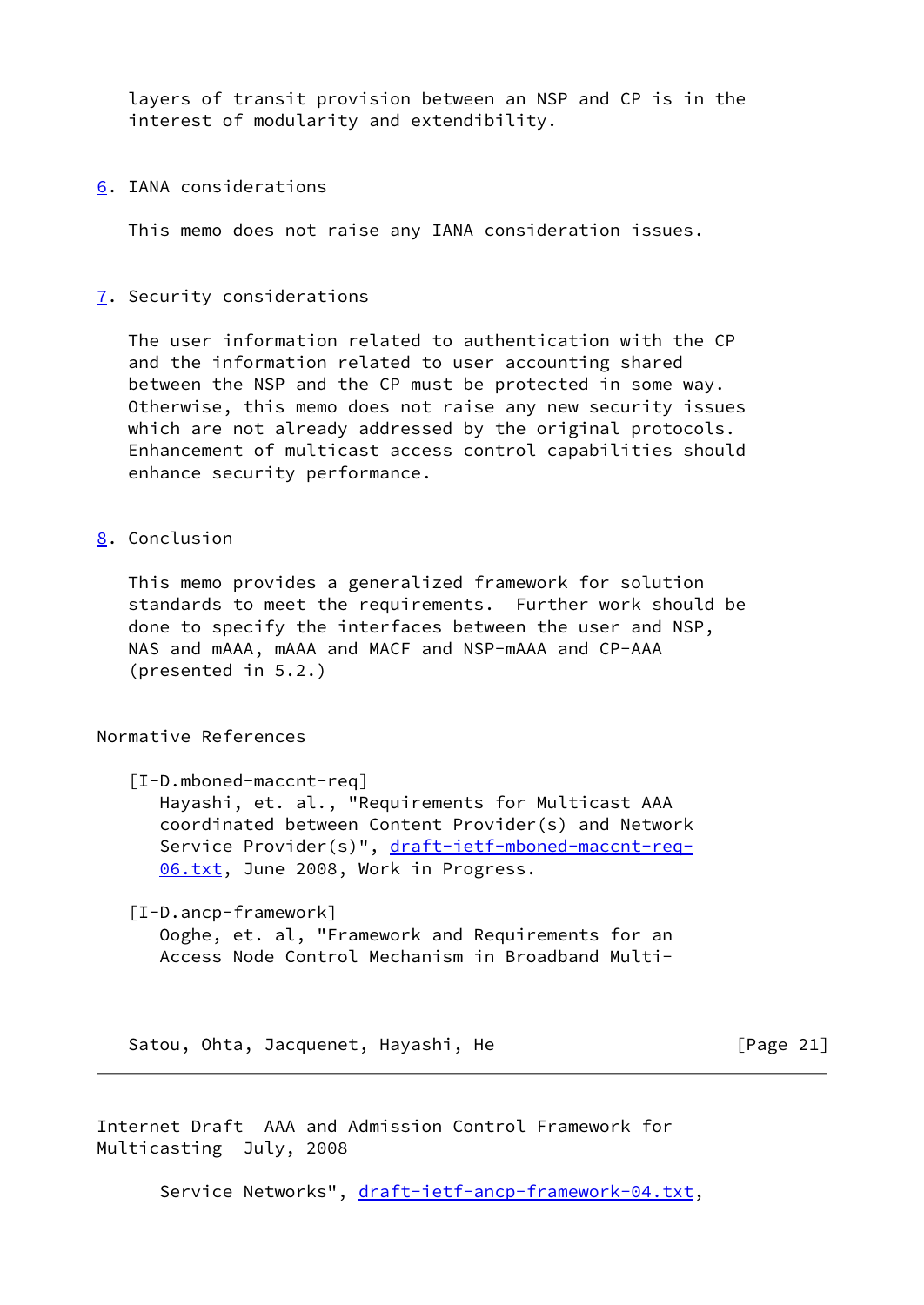layers of transit provision between an NSP and CP is in the interest of modularity and extendibility.

## 6. IANA considerations

This memo does not raise any IANA consideration issues.

## 7. Security considerations

The user information related to authentication with the CP and the information related to user accounting shared between the NSP and the CP must be protected in some way. Otherwise, this memo does not raise any new security issues which are not already addressed by the original protocols. Enhancement of multicast access control capabilities should enhance security performance.

## 8. Conclusion

This memo provides a generalized framework for solution standards to meet the requirements.  Further work should be done to specify the interfaces between the user and NSP, NAS and mAAA, mAAA and MACF and NSP-mAAA and CP-AAA (presented in 5.2.)

## Normative References

[I-D.mboned-maccnt-req]
Hayashi, et. al., "Requirements for Multicast AAA coordinated between Content Provider(s) and Network Service Provider(s)", draft-ietf-mboned-maccnt-req-06.txt, June 2008, Work in Progress.

[I-D.ancp-framework]
Ooghe, et. al, "Framework and Requirements for an Access Node Control Mechanism in Broadband Multi-Service Networks", draft-ietf-ancp-framework-04.txt,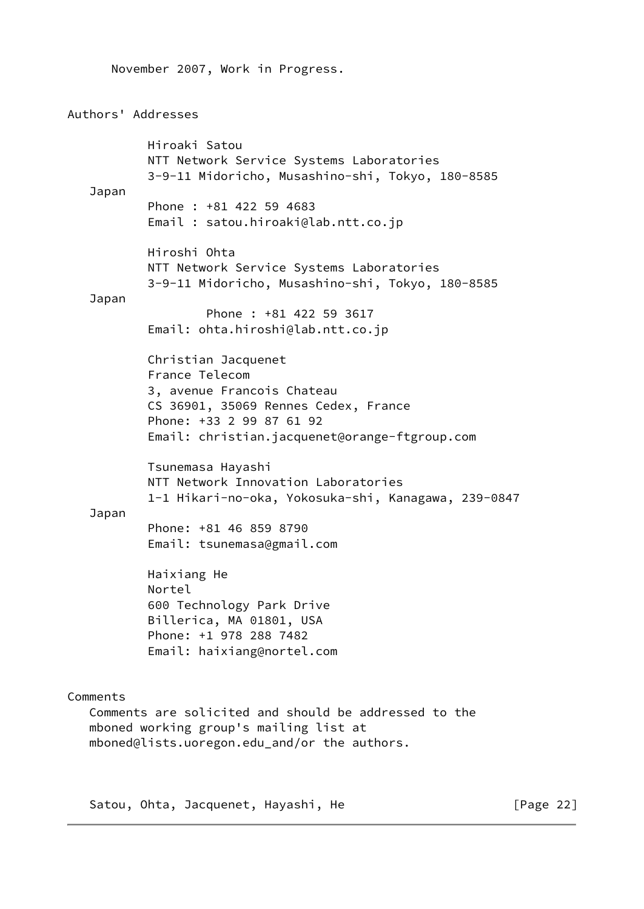November 2007, Work in Progress.

## Authors' Addresses

Hiroaki Satou
NTT Network Service Systems Laboratories
3-9-11 Midoricho, Musashino-shi, Tokyo, 180-8585
Japan
Phone : +81 422 59 4683
Email : satou.hiroaki@lab.ntt.co.jp

Hiroshi Ohta
NTT Network Service Systems Laboratories
3-9-11 Midoricho, Musashino-shi, Tokyo, 180-8585
Japan
Phone : +81 422 59 3617
Email: ohta.hiroshi@lab.ntt.co.jp

Christian Jacquenet
France Telecom
3, avenue Francois Chateau
CS 36901, 35069 Rennes Cedex, France
Phone: +33 2 99 87 61 92
Email: christian.jacquenet@orange-ftgroup.com

Tsunemasa Hayashi
NTT Network Innovation Laboratories
1-1 Hikari-no-oka, Yokosuka-shi, Kanagawa, 239-0847
Japan
Phone: +81 46 859 8790
Email: tsunemasa@gmail.com

Haixiang He
Nortel
600 Technology Park Drive
Billerica, MA 01801, USA
Phone: +1 978 288 7482
Email: haixiang@nortel.com

## Comments

Comments are solicited and should be addressed to the mboned working group's mailing list at mboned@lists.uoregon.edu_and/or the authors.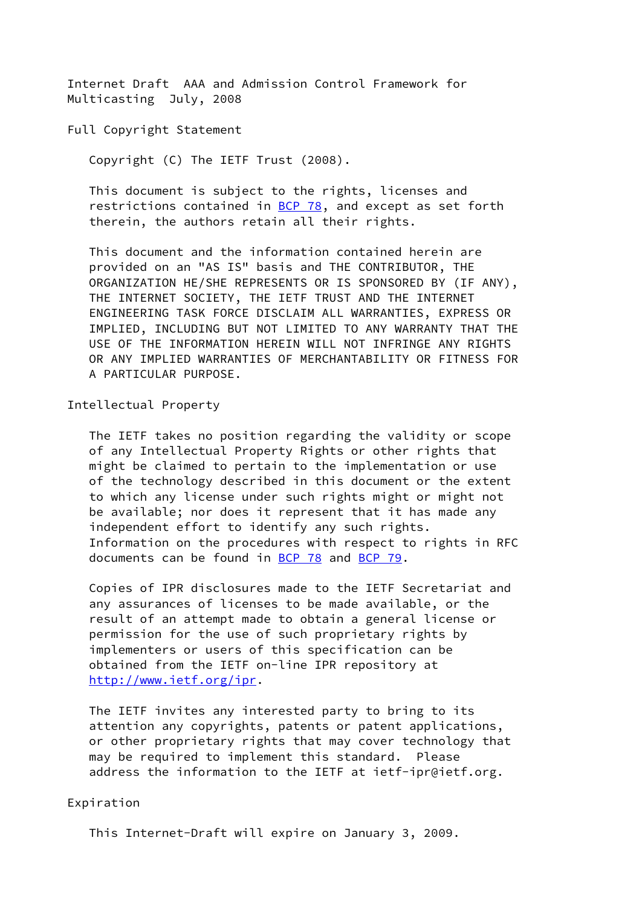## Full Copyright Statement

Copyright (C) The IETF Trust (2008).

This document is subject to the rights, licenses and restrictions contained in BCP 78, and except as set forth therein, the authors retain all their rights.

This document and the information contained herein are provided on an "AS IS" basis and THE CONTRIBUTOR, THE ORGANIZATION HE/SHE REPRESENTS OR IS SPONSORED BY (IF ANY), THE INTERNET SOCIETY, THE IETF TRUST AND THE INTERNET ENGINEERING TASK FORCE DISCLAIM ALL WARRANTIES, EXPRESS OR IMPLIED, INCLUDING BUT NOT LIMITED TO ANY WARRANTY THAT THE USE OF THE INFORMATION HEREIN WILL NOT INFRINGE ANY RIGHTS OR ANY IMPLIED WARRANTIES OF MERCHANTABILITY OR FITNESS FOR A PARTICULAR PURPOSE.

## Intellectual Property

The IETF takes no position regarding the validity or scope of any Intellectual Property Rights or other rights that might be claimed to pertain to the implementation or use of the technology described in this document or the extent to which any license under such rights might or might not be available; nor does it represent that it has made any independent effort to identify any such rights. Information on the procedures with respect to rights in RFC documents can be found in BCP 78 and BCP 79.

Copies of IPR disclosures made to the IETF Secretariat and any assurances of licenses to be made available, or the result of an attempt made to obtain a general license or permission for the use of such proprietary rights by implementers or users of this specification can be obtained from the IETF on-line IPR repository at http://www.ietf.org/ipr.

The IETF invites any interested party to bring to its attention any copyrights, patents or patent applications, or other proprietary rights that may cover technology that may be required to implement this standard. Please address the information to the IETF at ietf-ipr@ietf.org.

## Expiration

This Internet-Draft will expire on January 3, 2009.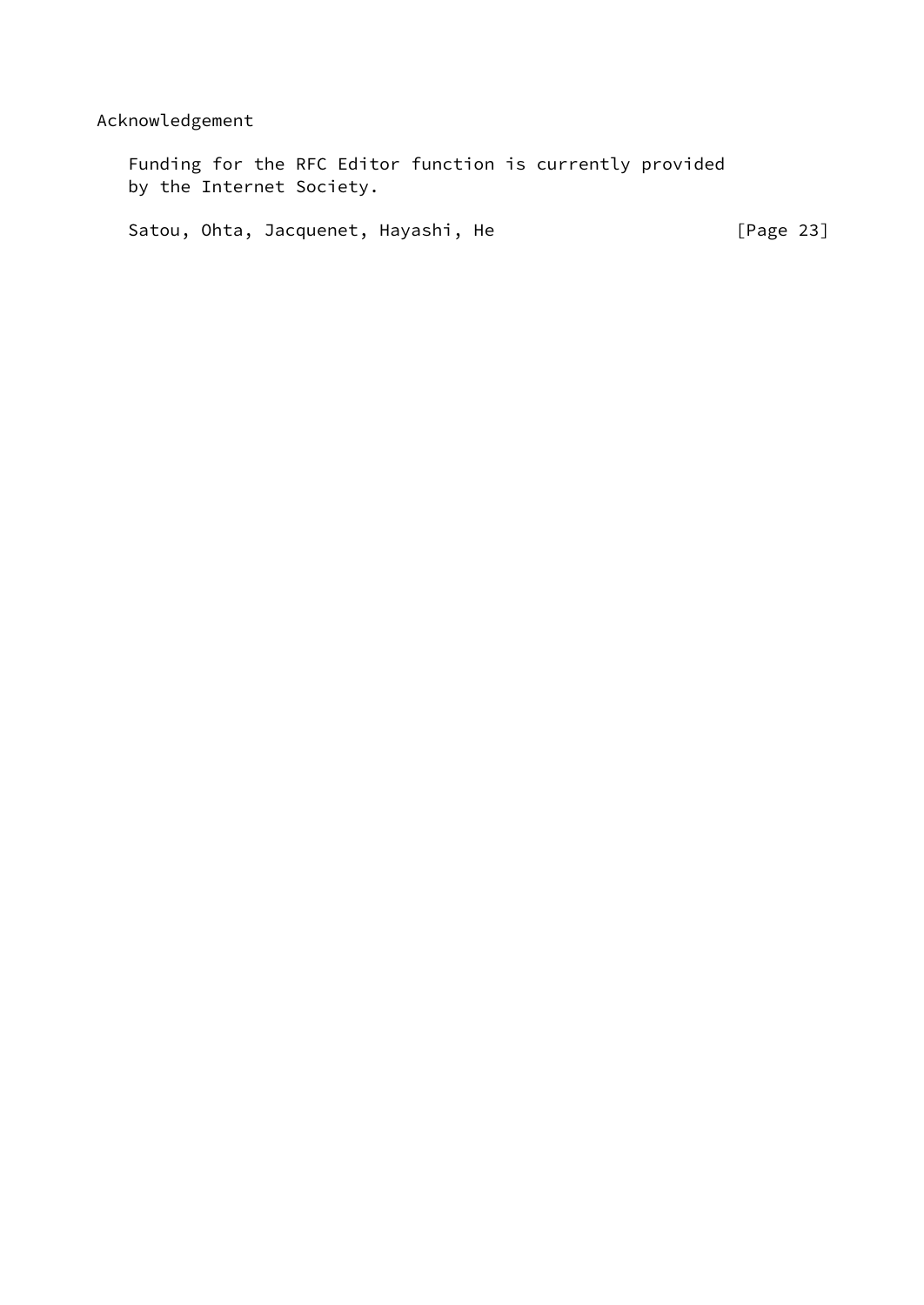## Acknowledgement

Funding for the RFC Editor function is currently provided by the Internet Society.